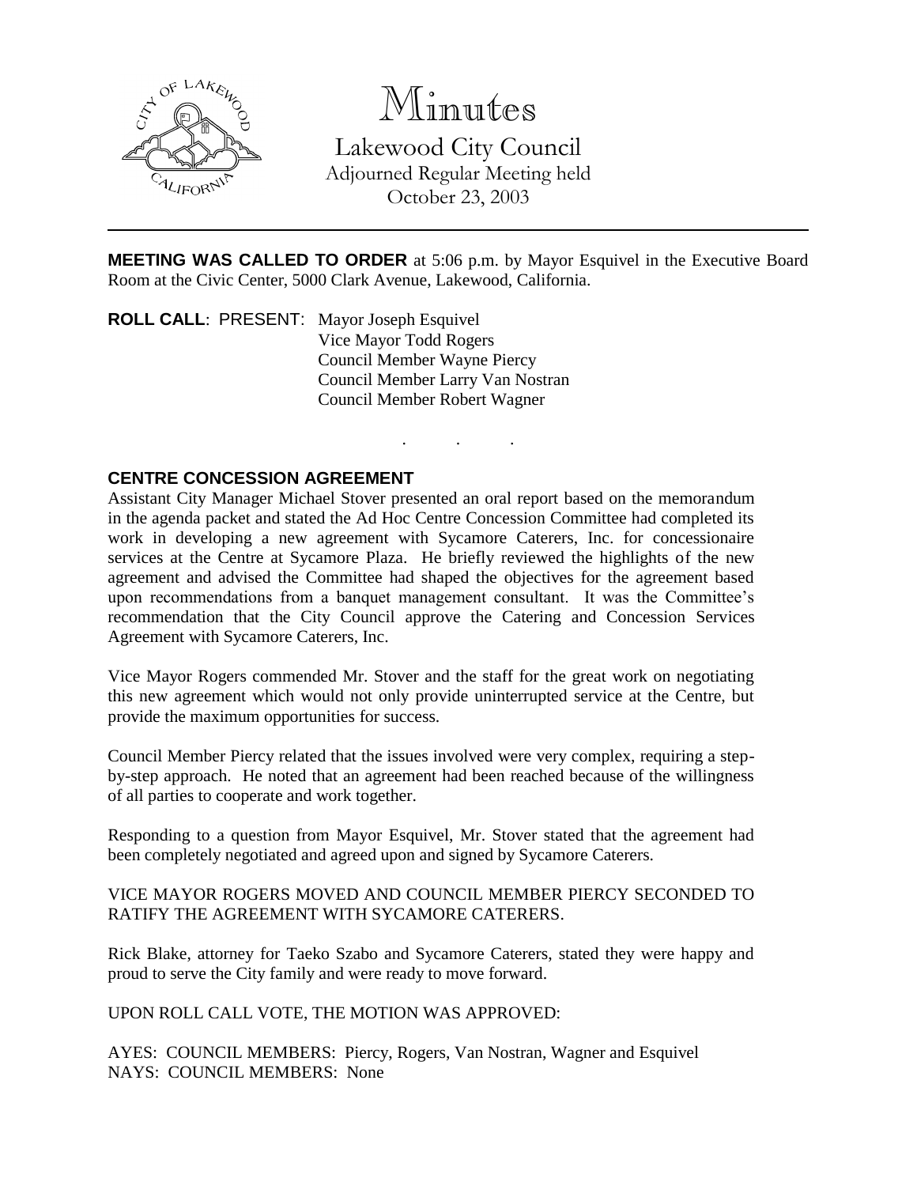# Minutes

Lakewood City Council
Adjourned Regular Meeting held
October 23, 2003

---

**MEETING WAS CALLED TO ORDER** at 5:06 p.m. by Mayor Esquivel in the Executive Board Room at the Civic Center, 5000 Clark Avenue, Lakewood, California.

**ROLL CALL**: PRESENT: Mayor Joseph Esquivel
Vice Mayor Todd Rogers
Council Member Wayne Piercy
Council Member Larry Van Nostran
Council Member Robert Wagner

. . .

**CENTRE CONCESSION AGREEMENT**

Assistant City Manager Michael Stover presented an oral report based on the memorandum in the agenda packet and stated the Ad Hoc Centre Concession Committee had completed its work in developing a new agreement with Sycamore Caterers, Inc. for concessionaire services at the Centre at Sycamore Plaza. He briefly reviewed the highlights of the new agreement and advised the Committee had shaped the objectives for the agreement based upon recommendations from a banquet management consultant. It was the Committee's recommendation that the City Council approve the Catering and Concession Services Agreement with Sycamore Caterers, Inc.

Vice Mayor Rogers commended Mr. Stover and the staff for the great work on negotiating this new agreement which would not only provide uninterrupted service at the Centre, but provide the maximum opportunities for success.

Council Member Piercy related that the issues involved were very complex, requiring a step-by-step approach. He noted that an agreement had been reached because of the willingness of all parties to cooperate and work together.

Responding to a question from Mayor Esquivel, Mr. Stover stated that the agreement had been completely negotiated and agreed upon and signed by Sycamore Caterers.

VICE MAYOR ROGERS MOVED AND COUNCIL MEMBER PIERCY SECONDED TO RATIFY THE AGREEMENT WITH SYCAMORE CATERERS.

Rick Blake, attorney for Taeko Szabo and Sycamore Caterers, stated they were happy and proud to serve the City family and were ready to move forward.

UPON ROLL CALL VOTE, THE MOTION WAS APPROVED:

AYES: COUNCIL MEMBERS: Piercy, Rogers, Van Nostran, Wagner and Esquivel
NAYS: COUNCIL MEMBERS: None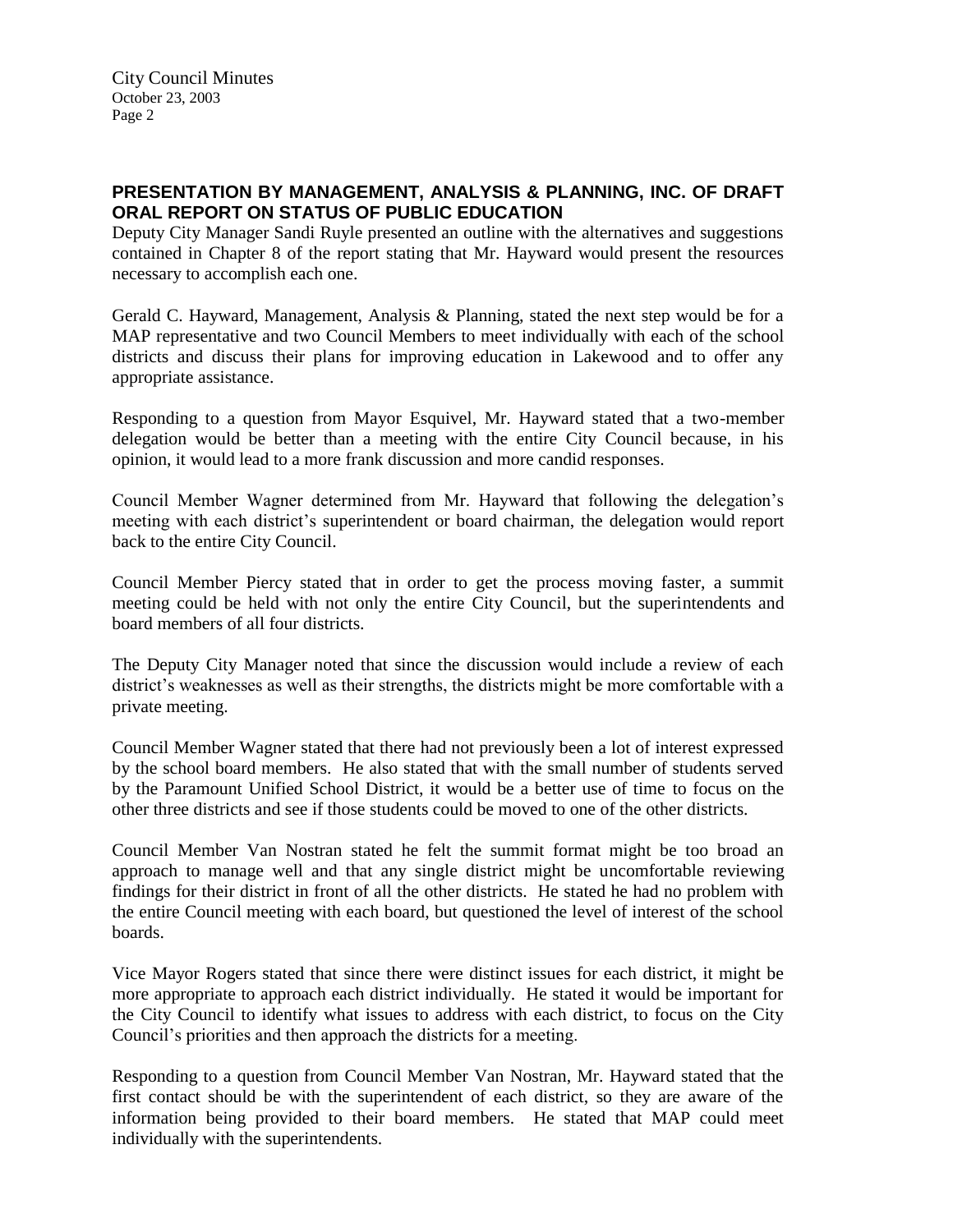## PRESENTATION BY MANAGEMENT, ANALYSIS & PLANNING, INC. OF DRAFT ORAL REPORT ON STATUS OF PUBLIC EDUCATION

Deputy City Manager Sandi Ruyle presented an outline with the alternatives and suggestions contained in Chapter 8 of the report stating that Mr. Hayward would present the resources necessary to accomplish each one.

Gerald C. Hayward, Management, Analysis & Planning, stated the next step would be for a MAP representative and two Council Members to meet individually with each of the school districts and discuss their plans for improving education in Lakewood and to offer any appropriate assistance.

Responding to a question from Mayor Esquivel, Mr. Hayward stated that a two-member delegation would be better than a meeting with the entire City Council because, in his opinion, it would lead to a more frank discussion and more candid responses.

Council Member Wagner determined from Mr. Hayward that following the delegation's meeting with each district's superintendent or board chairman, the delegation would report back to the entire City Council.

Council Member Piercy stated that in order to get the process moving faster, a summit meeting could be held with not only the entire City Council, but the superintendents and board members of all four districts.

The Deputy City Manager noted that since the discussion would include a review of each district's weaknesses as well as their strengths, the districts might be more comfortable with a private meeting.

Council Member Wagner stated that there had not previously been a lot of interest expressed by the school board members. He also stated that with the small number of students served by the Paramount Unified School District, it would be a better use of time to focus on the other three districts and see if those students could be moved to one of the other districts.

Council Member Van Nostran stated he felt the summit format might be too broad an approach to manage well and that any single district might be uncomfortable reviewing findings for their district in front of all the other districts. He stated he had no problem with the entire Council meeting with each board, but questioned the level of interest of the school boards.

Vice Mayor Rogers stated that since there were distinct issues for each district, it might be more appropriate to approach each district individually. He stated it would be important for the City Council to identify what issues to address with each district, to focus on the City Council's priorities and then approach the districts for a meeting.

Responding to a question from Council Member Van Nostran, Mr. Hayward stated that the first contact should be with the superintendent of each district, so they are aware of the information being provided to their board members. He stated that MAP could meet individually with the superintendents.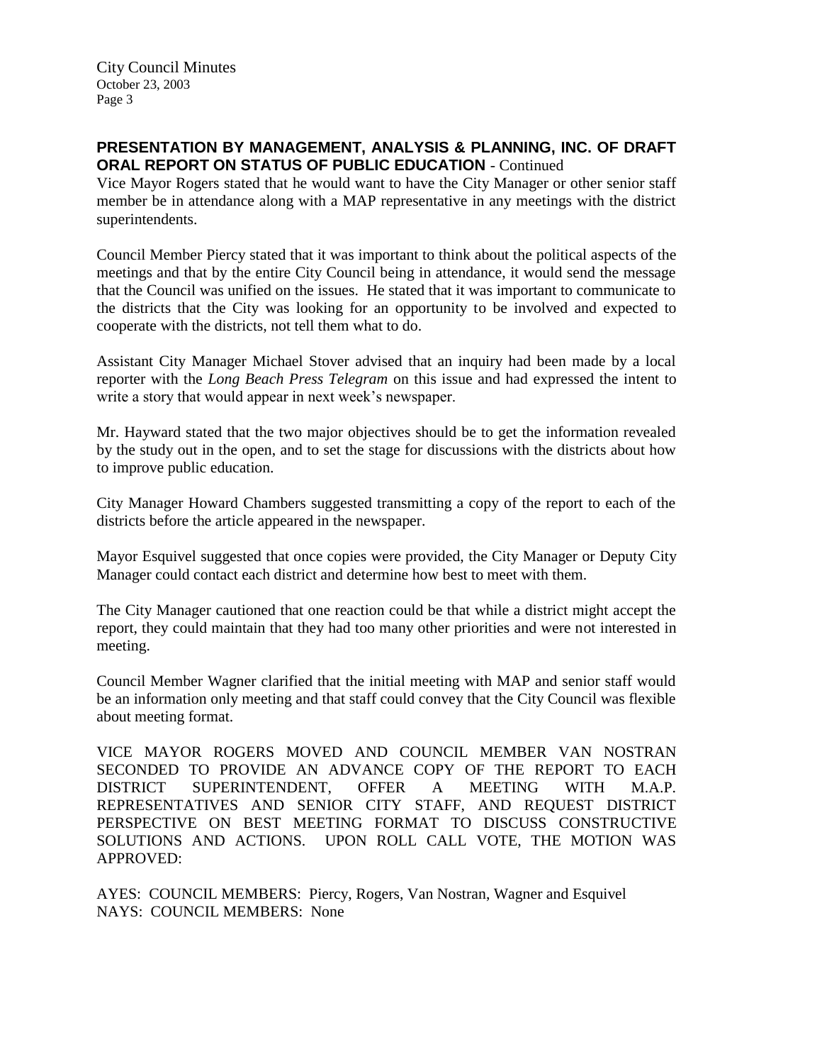## PRESENTATION BY MANAGEMENT, ANALYSIS & PLANNING, INC. OF DRAFT ORAL REPORT ON STATUS OF PUBLIC EDUCATION - Continued

Vice Mayor Rogers stated that he would want to have the City Manager or other senior staff member be in attendance along with a MAP representative in any meetings with the district superintendents.

Council Member Piercy stated that it was important to think about the political aspects of the meetings and that by the entire City Council being in attendance, it would send the message that the Council was unified on the issues. He stated that it was important to communicate to the districts that the City was looking for an opportunity to be involved and expected to cooperate with the districts, not tell them what to do.

Assistant City Manager Michael Stover advised that an inquiry had been made by a local reporter with the *Long Beach Press Telegram* on this issue and had expressed the intent to write a story that would appear in next week's newspaper.

Mr. Hayward stated that the two major objectives should be to get the information revealed by the study out in the open, and to set the stage for discussions with the districts about how to improve public education.

City Manager Howard Chambers suggested transmitting a copy of the report to each of the districts before the article appeared in the newspaper.

Mayor Esquivel suggested that once copies were provided, the City Manager or Deputy City Manager could contact each district and determine how best to meet with them.

The City Manager cautioned that one reaction could be that while a district might accept the report, they could maintain that they had too many other priorities and were not interested in meeting.

Council Member Wagner clarified that the initial meeting with MAP and senior staff would be an information only meeting and that staff could convey that the City Council was flexible about meeting format.

VICE MAYOR ROGERS MOVED AND COUNCIL MEMBER VAN NOSTRAN SECONDED TO PROVIDE AN ADVANCE COPY OF THE REPORT TO EACH DISTRICT SUPERINTENDENT, OFFER A MEETING WITH M.A.P. REPRESENTATIVES AND SENIOR CITY STAFF, AND REQUEST DISTRICT PERSPECTIVE ON BEST MEETING FORMAT TO DISCUSS CONSTRUCTIVE SOLUTIONS AND ACTIONS. UPON ROLL CALL VOTE, THE MOTION WAS APPROVED:

AYES: COUNCIL MEMBERS: Piercy, Rogers, Van Nostran, Wagner and Esquivel
NAYS: COUNCIL MEMBERS: None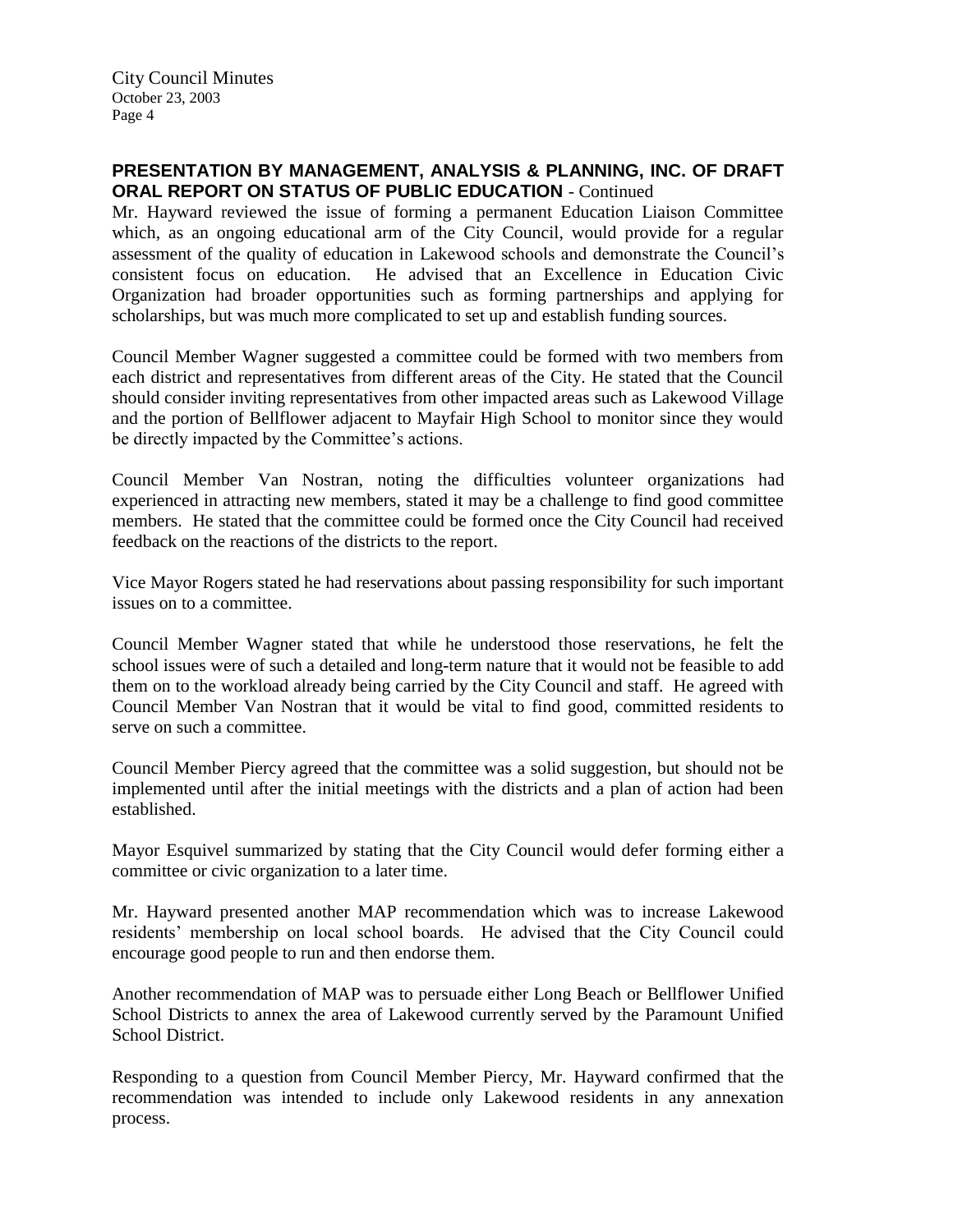## PRESENTATION BY MANAGEMENT, ANALYSIS & PLANNING, INC. OF DRAFT ORAL REPORT ON STATUS OF PUBLIC EDUCATION - Continued

Mr. Hayward reviewed the issue of forming a permanent Education Liaison Committee which, as an ongoing educational arm of the City Council, would provide for a regular assessment of the quality of education in Lakewood schools and demonstrate the Council's consistent focus on education. He advised that an Excellence in Education Civic Organization had broader opportunities such as forming partnerships and applying for scholarships, but was much more complicated to set up and establish funding sources.

Council Member Wagner suggested a committee could be formed with two members from each district and representatives from different areas of the City. He stated that the Council should consider inviting representatives from other impacted areas such as Lakewood Village and the portion of Bellflower adjacent to Mayfair High School to monitor since they would be directly impacted by the Committee's actions.

Council Member Van Nostran, noting the difficulties volunteer organizations had experienced in attracting new members, stated it may be a challenge to find good committee members. He stated that the committee could be formed once the City Council had received feedback on the reactions of the districts to the report.

Vice Mayor Rogers stated he had reservations about passing responsibility for such important issues on to a committee.

Council Member Wagner stated that while he understood those reservations, he felt the school issues were of such a detailed and long-term nature that it would not be feasible to add them on to the workload already being carried by the City Council and staff. He agreed with Council Member Van Nostran that it would be vital to find good, committed residents to serve on such a committee.

Council Member Piercy agreed that the committee was a solid suggestion, but should not be implemented until after the initial meetings with the districts and a plan of action had been established.

Mayor Esquivel summarized by stating that the City Council would defer forming either a committee or civic organization to a later time.

Mr. Hayward presented another MAP recommendation which was to increase Lakewood residents' membership on local school boards. He advised that the City Council could encourage good people to run and then endorse them.

Another recommendation of MAP was to persuade either Long Beach or Bellflower Unified School Districts to annex the area of Lakewood currently served by the Paramount Unified School District.

Responding to a question from Council Member Piercy, Mr. Hayward confirmed that the recommendation was intended to include only Lakewood residents in any annexation process.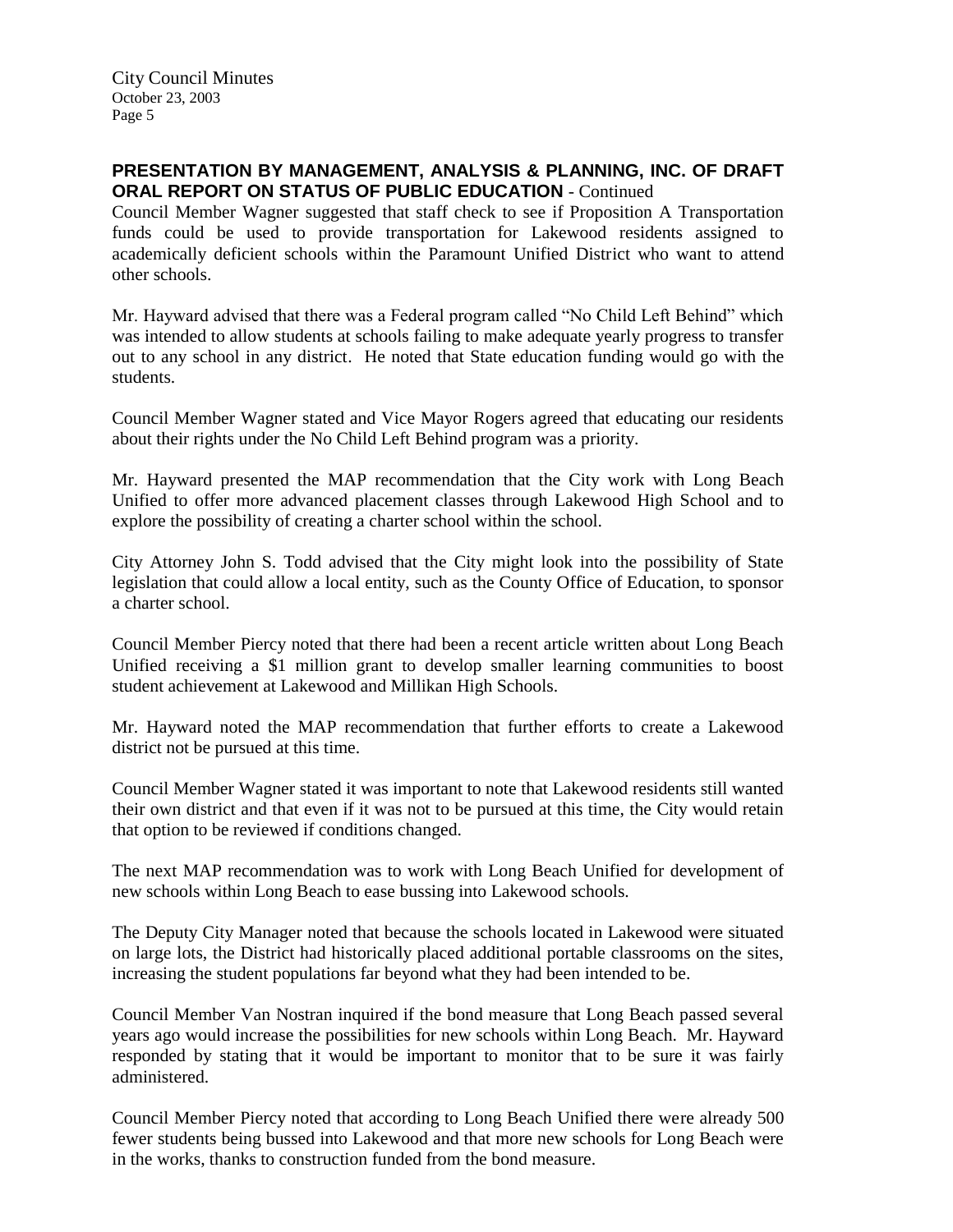**PRESENTATION BY MANAGEMENT, ANALYSIS & PLANNING, INC. OF DRAFT ORAL REPORT ON STATUS OF PUBLIC EDUCATION** - Continued

Council Member Wagner suggested that staff check to see if Proposition A Transportation funds could be used to provide transportation for Lakewood residents assigned to academically deficient schools within the Paramount Unified District who want to attend other schools.

Mr. Hayward advised that there was a Federal program called "No Child Left Behind" which was intended to allow students at schools failing to make adequate yearly progress to transfer out to any school in any district. He noted that State education funding would go with the students.

Council Member Wagner stated and Vice Mayor Rogers agreed that educating our residents about their rights under the No Child Left Behind program was a priority.

Mr. Hayward presented the MAP recommendation that the City work with Long Beach Unified to offer more advanced placement classes through Lakewood High School and to explore the possibility of creating a charter school within the school.

City Attorney John S. Todd advised that the City might look into the possibility of State legislation that could allow a local entity, such as the County Office of Education, to sponsor a charter school.

Council Member Piercy noted that there had been a recent article written about Long Beach Unified receiving a $1 million grant to develop smaller learning communities to boost student achievement at Lakewood and Millikan High Schools.

Mr. Hayward noted the MAP recommendation that further efforts to create a Lakewood district not be pursued at this time.

Council Member Wagner stated it was important to note that Lakewood residents still wanted their own district and that even if it was not to be pursued at this time, the City would retain that option to be reviewed if conditions changed.

The next MAP recommendation was to work with Long Beach Unified for development of new schools within Long Beach to ease bussing into Lakewood schools.

The Deputy City Manager noted that because the schools located in Lakewood were situated on large lots, the District had historically placed additional portable classrooms on the sites, increasing the student populations far beyond what they had been intended to be.

Council Member Van Nostran inquired if the bond measure that Long Beach passed several years ago would increase the possibilities for new schools within Long Beach. Mr. Hayward responded by stating that it would be important to monitor that to be sure it was fairly administered.

Council Member Piercy noted that according to Long Beach Unified there were already 500 fewer students being bussed into Lakewood and that more new schools for Long Beach were in the works, thanks to construction funded from the bond measure.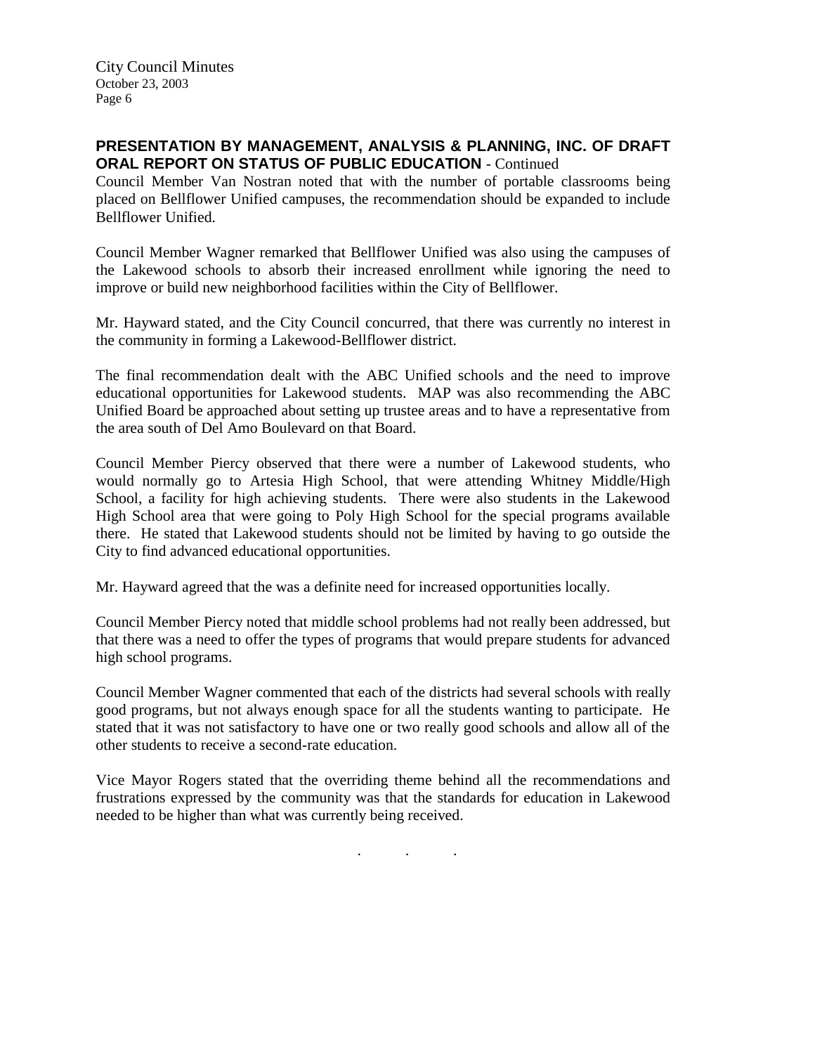**PRESENTATION BY MANAGEMENT, ANALYSIS & PLANNING, INC. OF DRAFT ORAL REPORT ON STATUS OF PUBLIC EDUCATION** - Continued

Council Member Van Nostran noted that with the number of portable classrooms being placed on Bellflower Unified campuses, the recommendation should be expanded to include Bellflower Unified.

Council Member Wagner remarked that Bellflower Unified was also using the campuses of the Lakewood schools to absorb their increased enrollment while ignoring the need to improve or build new neighborhood facilities within the City of Bellflower.

Mr. Hayward stated, and the City Council concurred, that there was currently no interest in the community in forming a Lakewood-Bellflower district.

The final recommendation dealt with the ABC Unified schools and the need to improve educational opportunities for Lakewood students. MAP was also recommending the ABC Unified Board be approached about setting up trustee areas and to have a representative from the area south of Del Amo Boulevard on that Board.

Council Member Piercy observed that there were a number of Lakewood students, who would normally go to Artesia High School, that were attending Whitney Middle/High School, a facility for high achieving students. There were also students in the Lakewood High School area that were going to Poly High School for the special programs available there. He stated that Lakewood students should not be limited by having to go outside the City to find advanced educational opportunities.

Mr. Hayward agreed that the was a definite need for increased opportunities locally.

Council Member Piercy noted that middle school problems had not really been addressed, but that there was a need to offer the types of programs that would prepare students for advanced high school programs.

Council Member Wagner commented that each of the districts had several schools with really good programs, but not always enough space for all the students wanting to participate. He stated that it was not satisfactory to have one or two really good schools and allow all of the other students to receive a second-rate education.

Vice Mayor Rogers stated that the overriding theme behind all the recommendations and frustrations expressed by the community was that the standards for education in Lakewood needed to be higher than what was currently being received.

. . .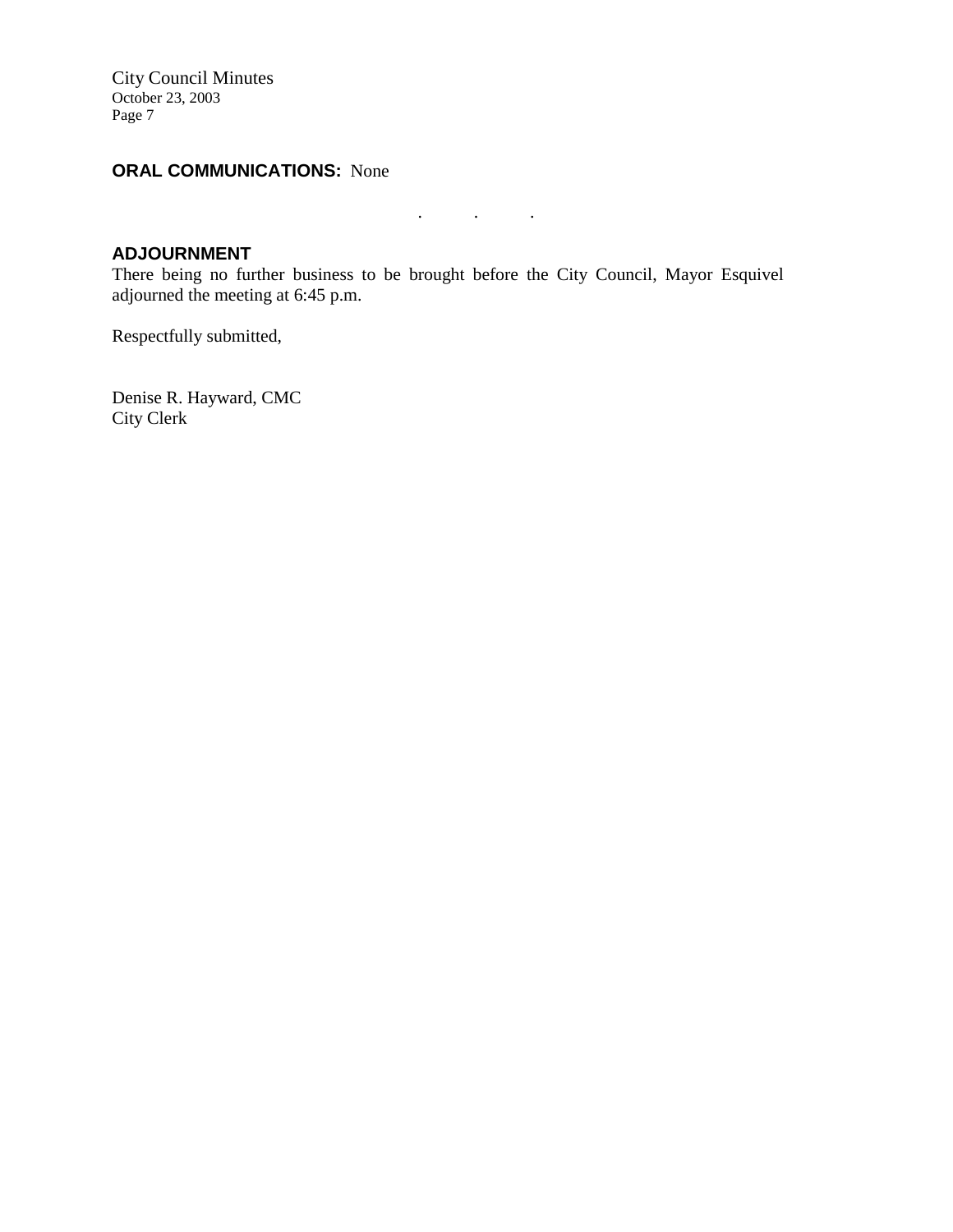**ORAL COMMUNICATIONS:** None

. . .

### ADJOURNMENT

There being no further business to be brought before the City Council, Mayor Esquivel adjourned the meeting at 6:45 p.m.

Respectfully submitted,

Denise R. Hayward, CMC
City Clerk